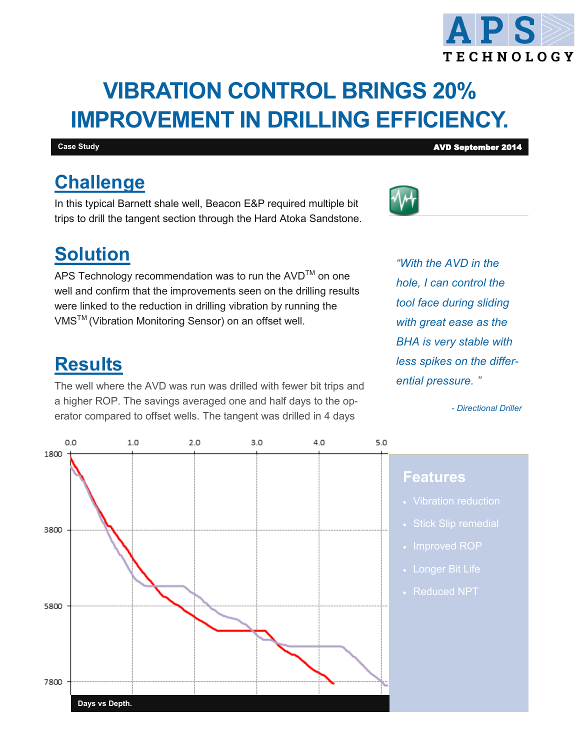# VIBRATION CONTROL BRINGS 20% IMPROVEMENT IN DRILLING EFFICIENCY.

**Case Study** | **AVD September 2014**

## Challenge

In this typical Barnett shale well, Beacon E&P required multiple bit trips to drill the tangent section through the Hard Atoka Sandstone.

## Solution

APS Technology recommendation was to run the AVD™ on one well and confirm that the improvements seen on the drilling results were linked to the reduction in drilling vibration by running the VMS™ (Vibration Monitoring Sensor) on an offset well.

## Results

The well where the AVD was run was drilled with fewer bit trips and a higher ROP. The savings averaged one and half days to the operator compared to offset wells. The tangent was drilled in 4 days

*"With the AVD in the hole, I can control the tool face during sliding with great ease as the BHA is very stable with less spikes on the differential pressure."*

*- Directional Driller*

**Days vs Depth.**

## Features

- Vibration reduction
- Stick Slip remedial
- Improved ROP
- Longer Bit Life
- Reduced NPT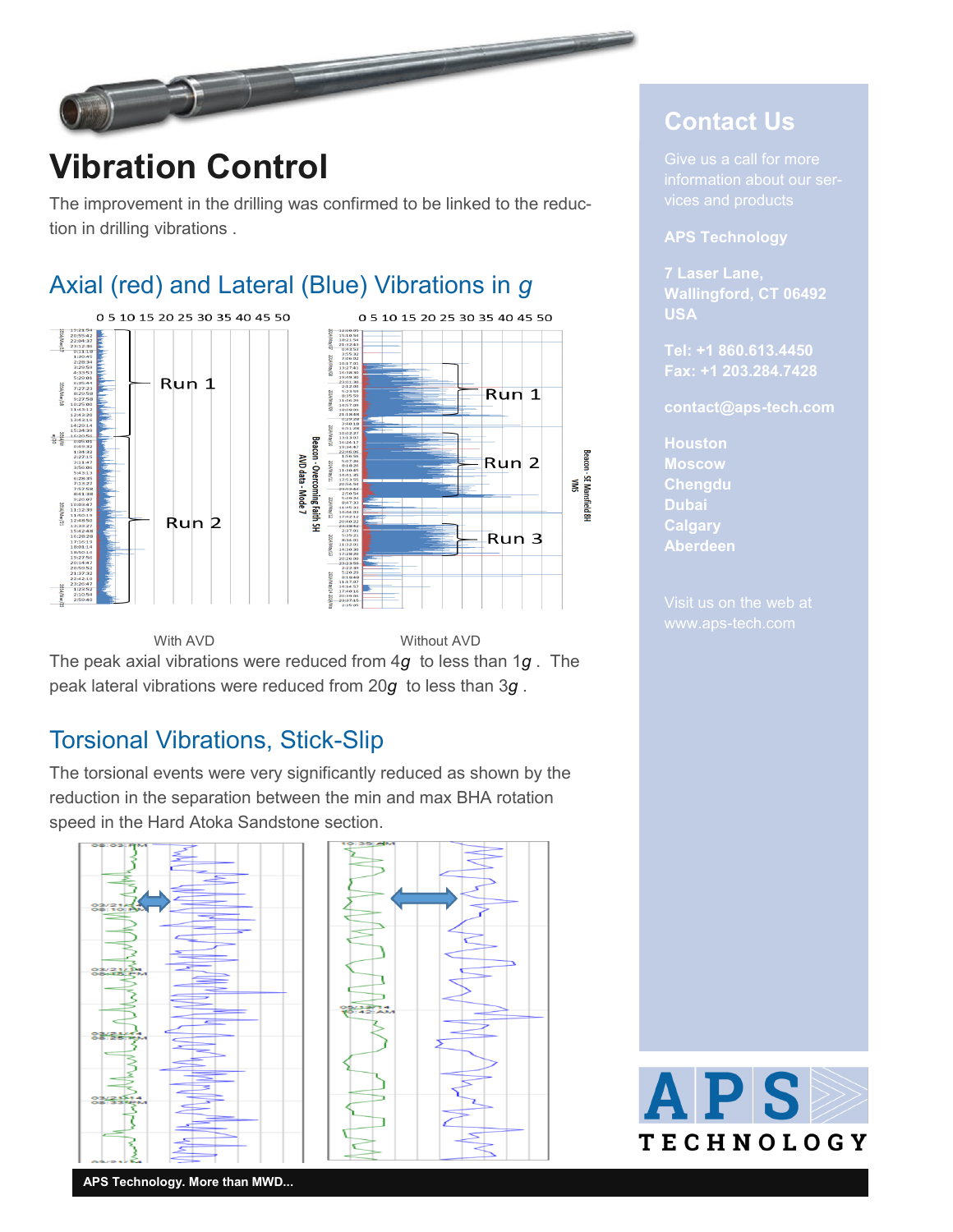# Vibration Control

The improvement in the drilling was confirmed to be linked to the reduction in drilling vibrations .

## Axial (red) and Lateral (Blue) Vibrations in *g*

0 5 10 15 20 25 30 35 40 45 50

Run 1

Run 2

Beacon - Overcoming Faith 5H

AVD data - Mode 7

0 5 10 15 20 25 30 35 40 45 50

Run 1

Run 2

Run 3

Beacon - SE Mansfield 8H

VMS

With AVD

Without AVD

The peak axial vibrations were reduced from 4*g* to less than 1*g* . The peak lateral vibrations were reduced from 20*g* to less than 3*g* .

## Torsional Vibrations, Stick-Slip

The torsional events were very significantly reduced as shown by the reduction in the separation between the min and max BHA rotation speed in the Hard Atoka Sandstone section.

## Contact Us

Give us a call for more information about our services and products

**APS Technology**

**7 Laser Lane,**
**Wallingford, CT 06492**
**USA**

**Tel: +1 860.613.4450**
**Fax: +1 203.284.7428**

**contact@aps-tech.com**

**Houston**
**Moscow**
**Chengdu**
**Dubai**
**Calgary**
**Aberdeen**

Visit us on the web at www.aps-tech.com

APS TECHNOLOGY

**APS Technology. More than MWD...**